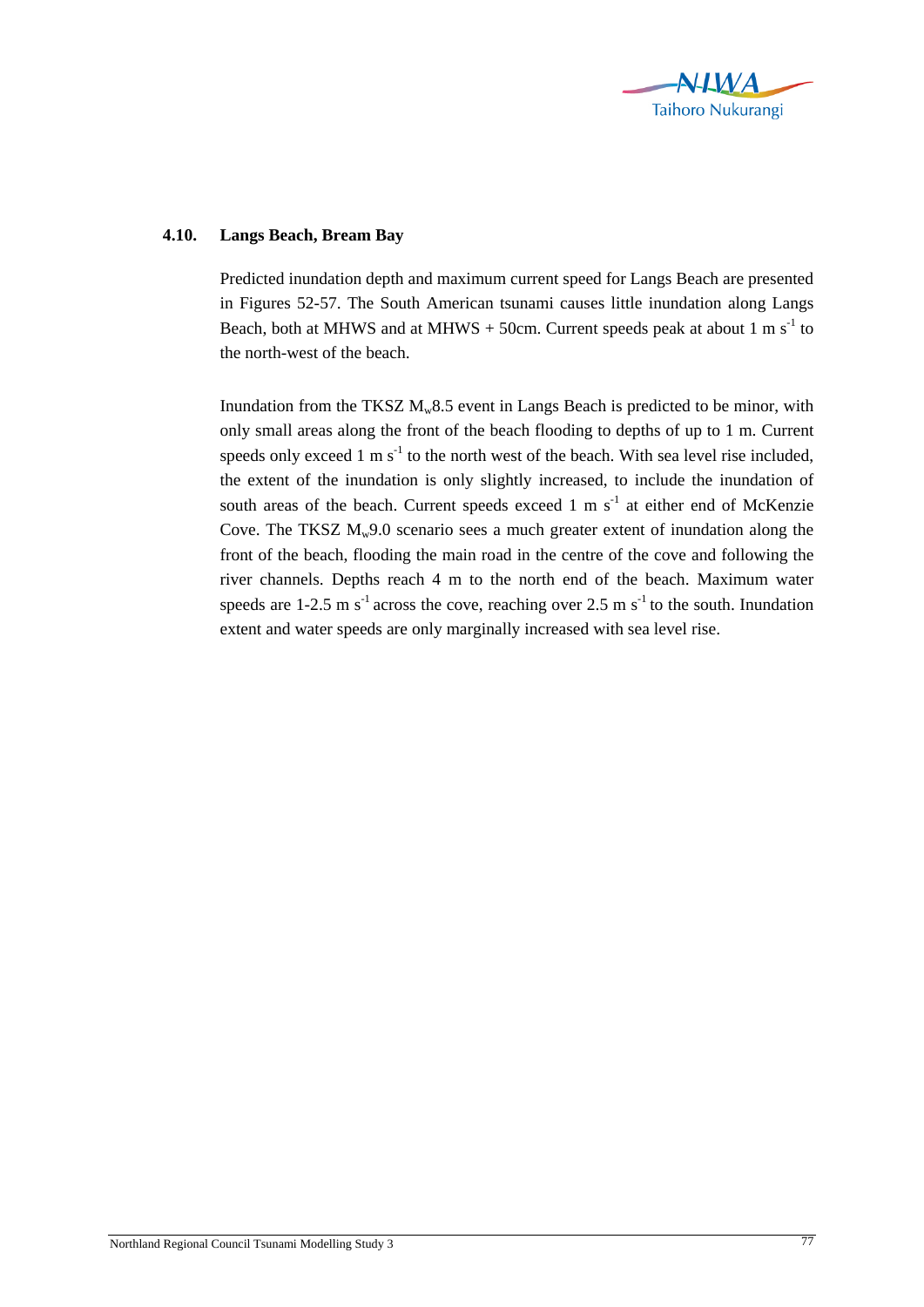## 4.10. Langs Beach, Bream Bay

Predicted inundation depth and maximum current speed for Langs Beach are presented in Figures 52-57. The South American tsunami causes little inundation along Langs Beach, both at MHWS and at MHWS + 50cm. Current speeds peak at about 1 m $s^{-1}$ to the north-west of the beach.

Inundation from the TKSZ $M_w$8.5 event in Langs Beach is predicted to be minor, with only small areas along the front of the beach flooding to depths of up to 1 m. Current speeds only exceed 1 m $s^{-1}$ to the north west of the beach. With sea level rise included, the extent of the inundation is only slightly increased, to include the inundation of south areas of the beach. Current speeds exceed 1 m $s^{-1}$ at either end of McKenzie Cove. The TKSZ $M_w$9.0 scenario sees a much greater extent of inundation along the front of the beach, flooding the main road in the centre of the cove and following the river channels. Depths reach 4 m to the north end of the beach. Maximum water speeds are 1-2.5 m $s^{-1}$ across the cove, reaching over 2.5 m $s^{-1}$ to the south. Inundation extent and water speeds are only marginally increased with sea level rise.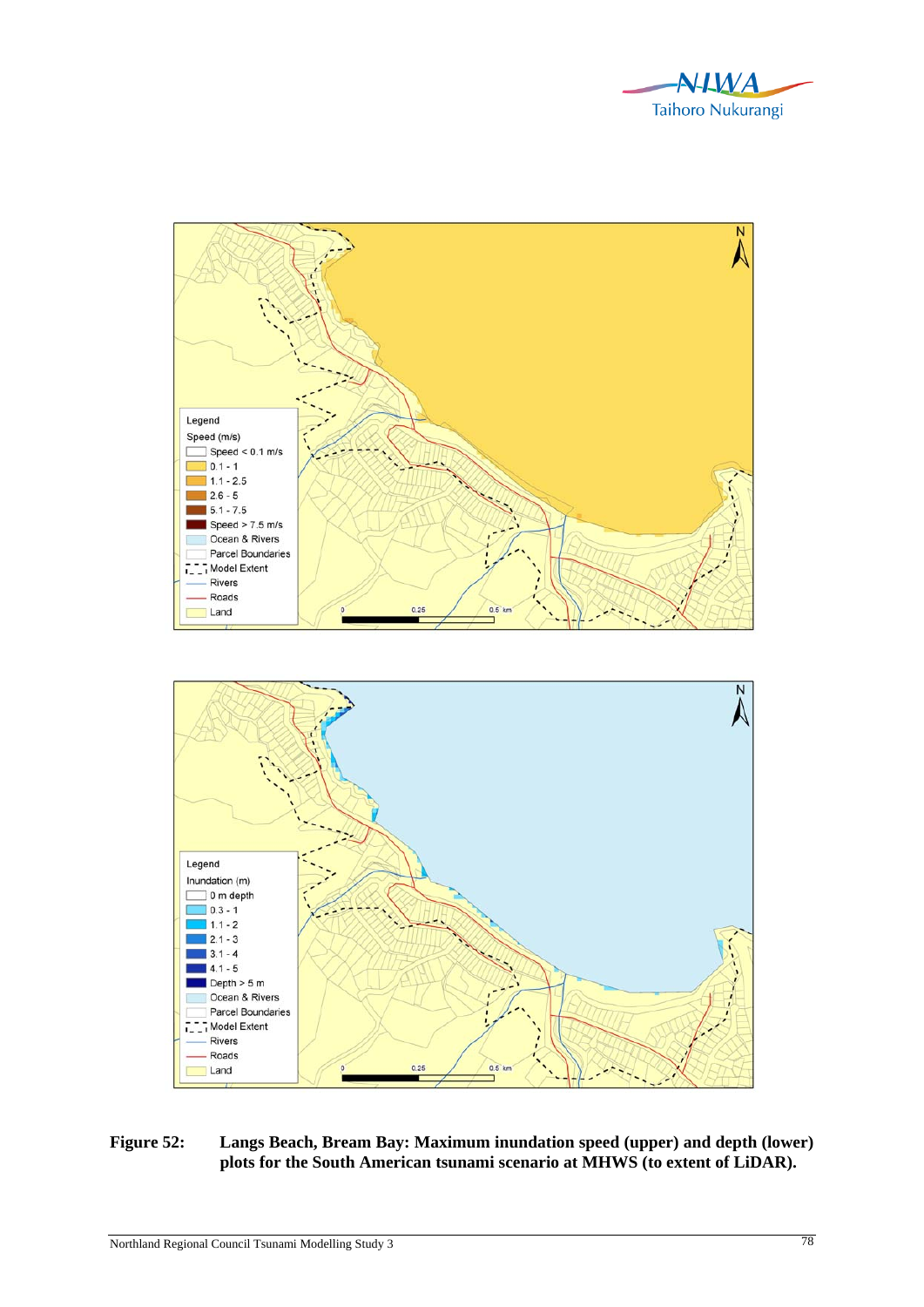**Figure 52: Langs Beach, Bream Bay: Maximum inundation speed (upper) and depth (lower) plots for the South American tsunami scenario at MHWS (to extent of LiDAR).**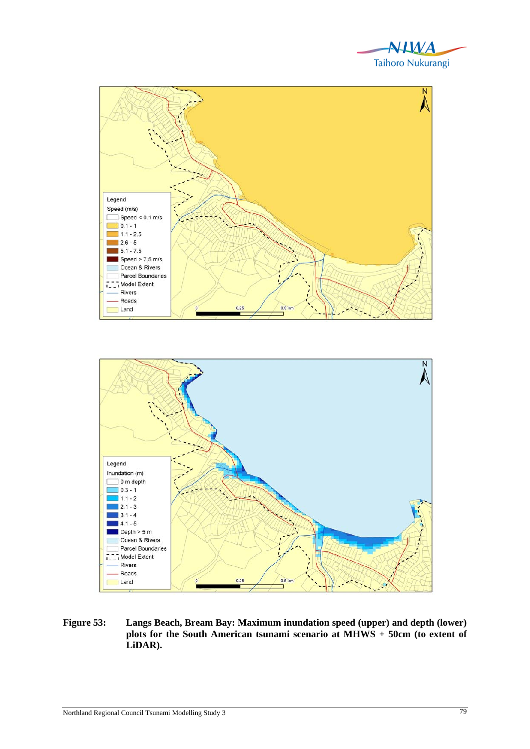**Figure 53:** **Langs Beach, Bream Bay: Maximum inundation speed (upper) and depth (lower) plots for the South American tsunami scenario at MHWS + 50cm (to extent of LiDAR).**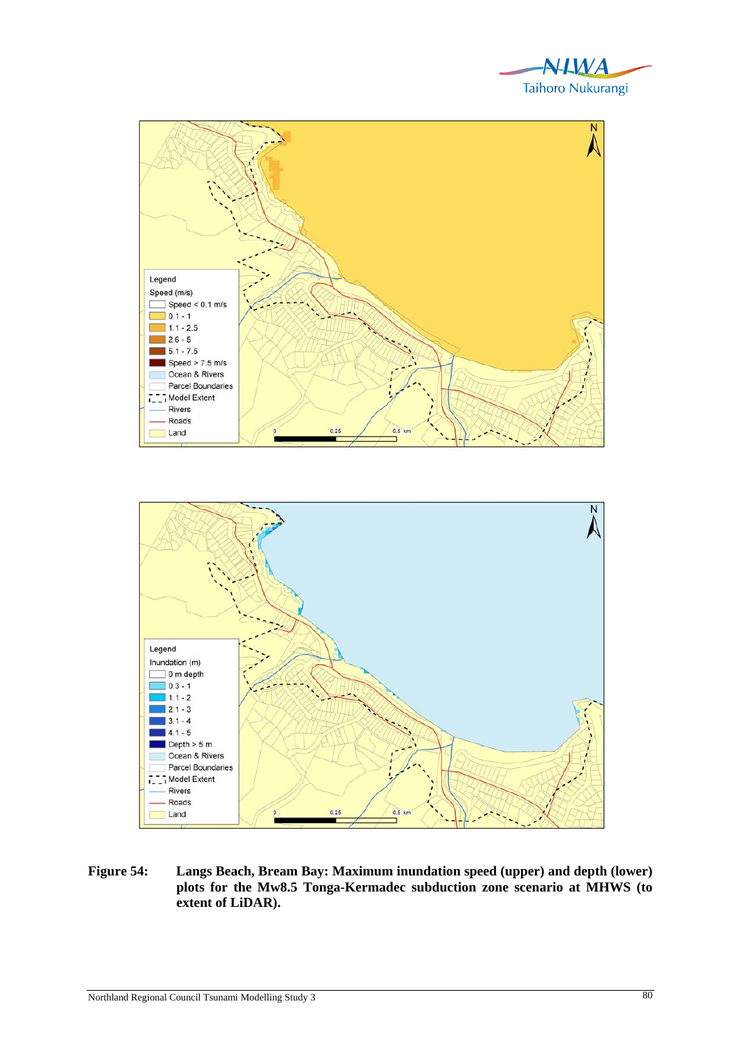**Figure 54: Langs Beach, Bream Bay: Maximum inundation speed (upper) and depth (lower) plots for the Mw8.5 Tonga-Kermadec subduction zone scenario at MHWS (to extent of LiDAR).**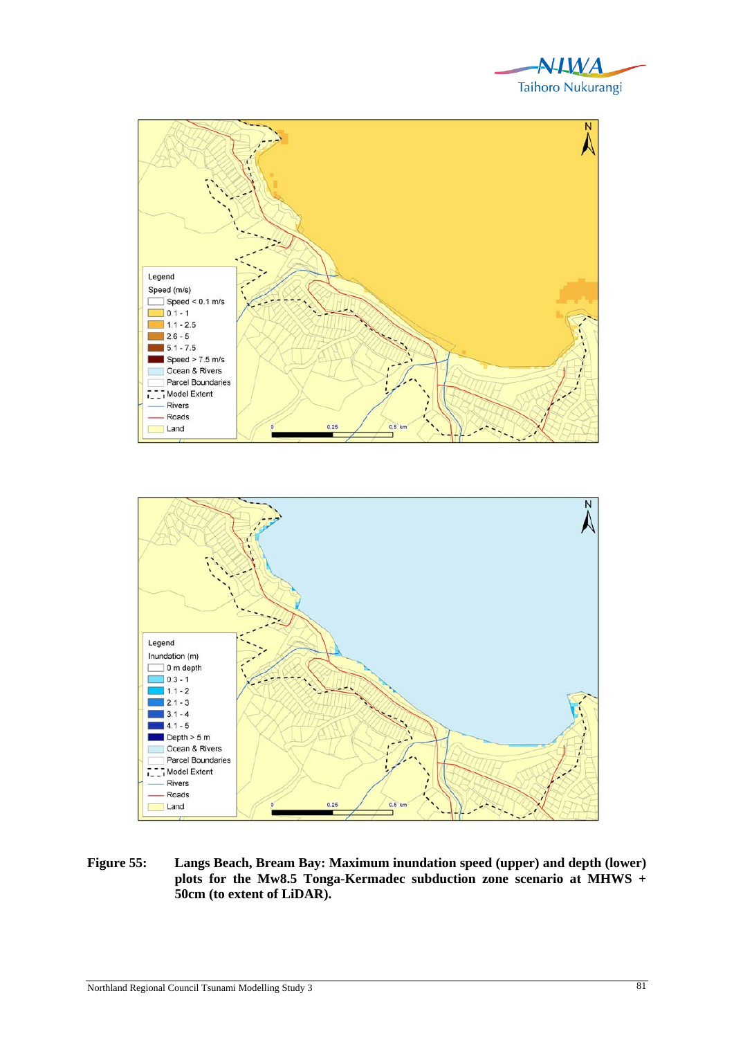Legend

Speed (m/s)

- Speed < 0.1 m/s
- 0.1 - 1
- 1.1 - 2.5
- 2.6 - 5
- 5.1 - 7.5
- Speed > 7.5 m/s
- Ocean & Rivers
- Parcel Boundaries
- Model Extent
- Rivers
- Roads
- Land

0 0.25 0.5 km

Legend

Inundation (m)

- 0 m depth
- 0.3 - 1
- 1.1 - 2
- 2.1 - 3
- 3.1 - 4
- 4.1 - 5
- Depth > 5 m
- Ocean & Rivers
- Parcel Boundaries
- Model Extent
- Rivers
- Roads
- Land

0 0.25 0.5 km

**Figure 55: Langs Beach, Bream Bay: Maximum inundation speed (upper) and depth (lower) plots for the Mw8.5 Tonga-Kermadec subduction zone scenario at MHWS + 50cm (to extent of LiDAR).**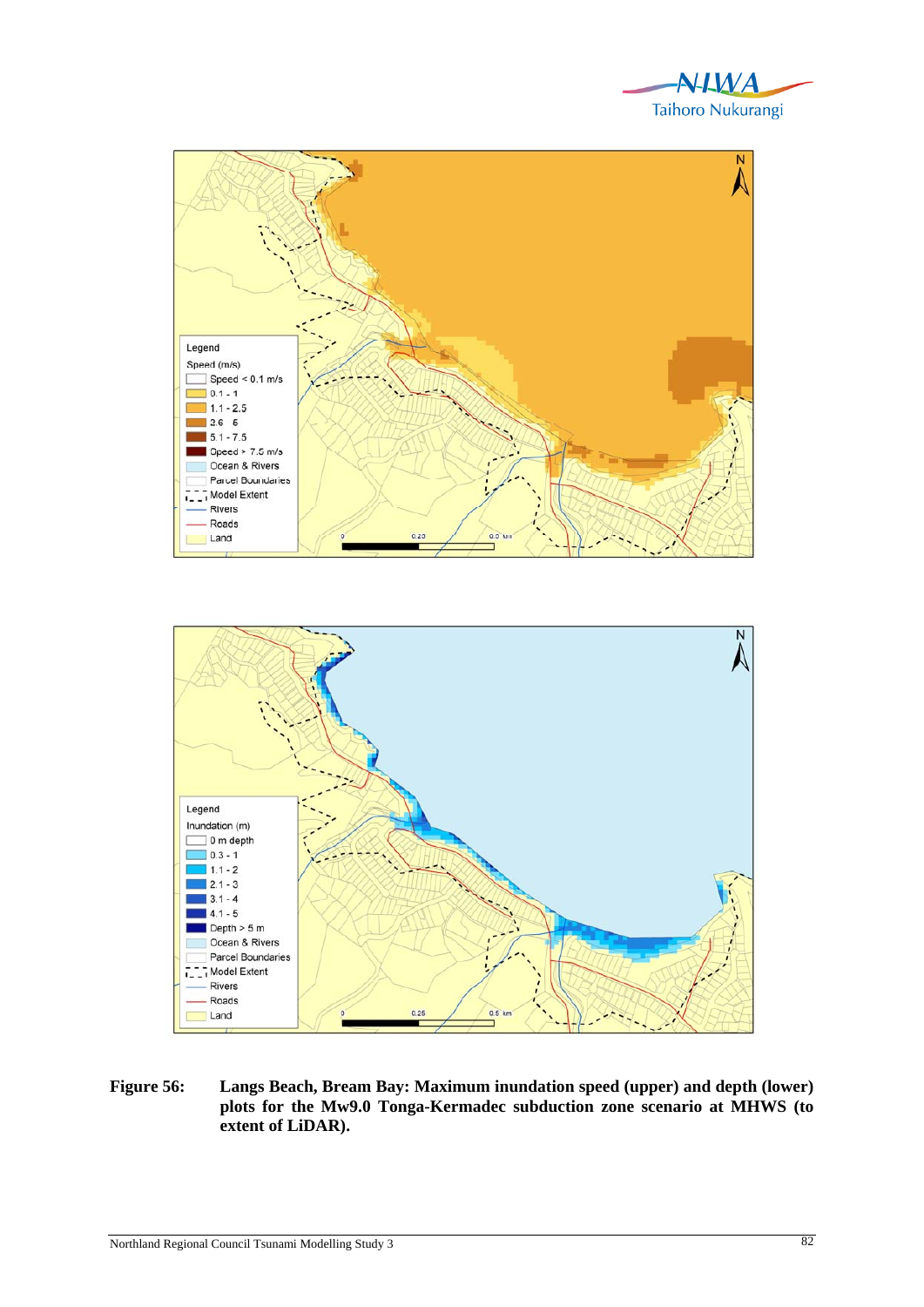**Figure 56:** **Langs Beach, Bream Bay: Maximum inundation speed (upper) and depth (lower) plots for the Mw9.0 Tonga-Kermadec subduction zone scenario at MHWS (to extent of LiDAR).**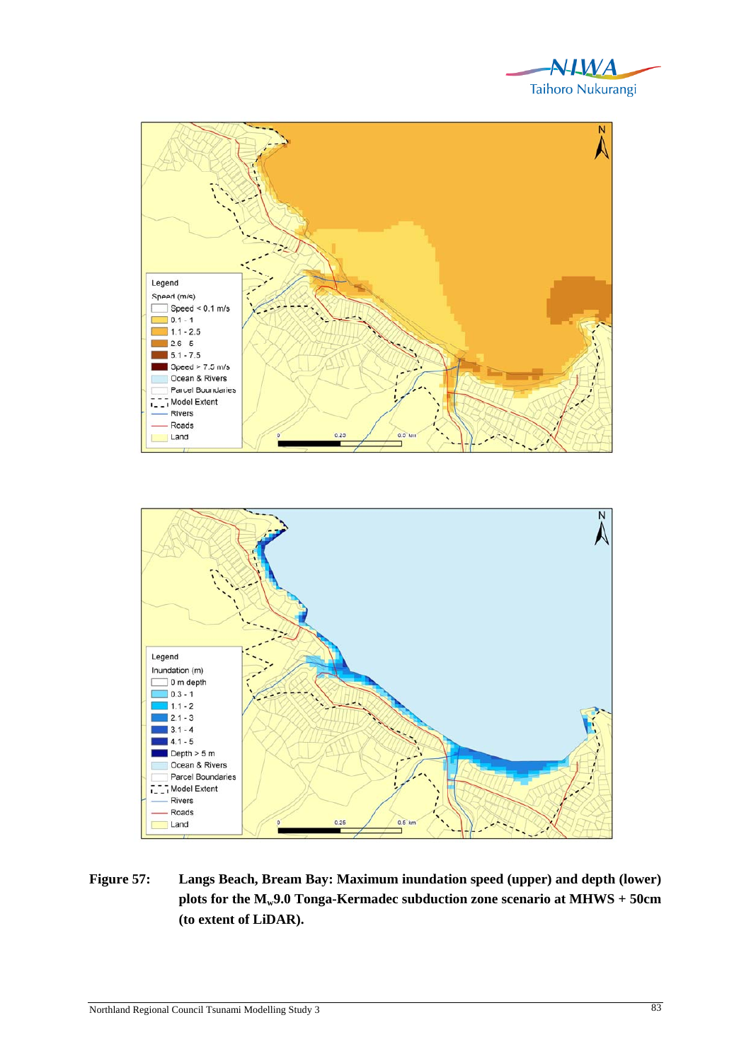Legend

Speed (m/s)

Speed < 0.1 m/s

0.1 - 1

1.1 - 2.5

2.6 - 5

5.1 - 7.5

Speed > 7.5 m/s

Ocean & Rivers

Parcel Boundaries

Model Extent

Rivers

Roads

Land

0 0.25 0.5 km

Legend

Inundation (m)

0 m depth

0.3 - 1

1.1 - 2

2.1 - 3

3.1 - 4

4.1 - 5

Depth > 5 m

Ocean & Rivers

Parcel Boundaries

Model Extent

Rivers

Roads

Land

0 0.25 0.5 km

**Figure 57: Langs Beach, Bream Bay: Maximum inundation speed (upper) and depth (lower) plots for the $M_w$9.0 Tonga-Kermadec subduction zone scenario at MHWS + 50cm (to extent of LiDAR).**